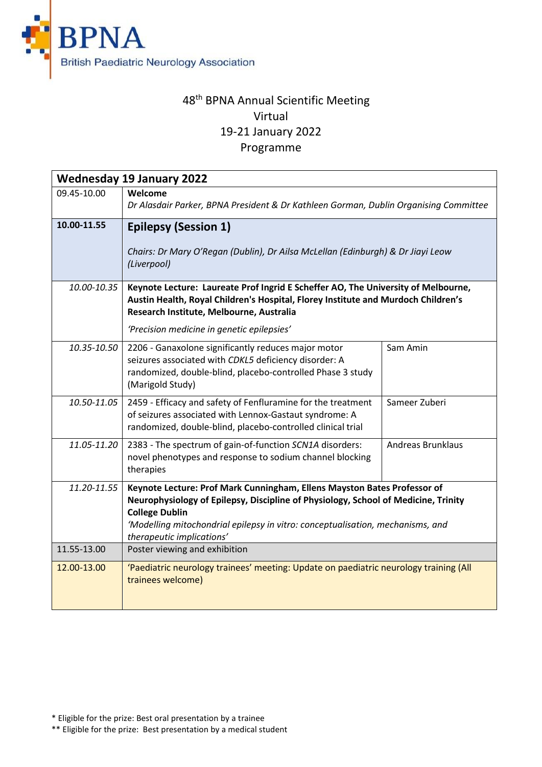BPNA British Paediatric Neurology Association

# 48th BPNA Annual Scientific Meeting
## Virtual
## 19-21 January 2022
## Programme

| Wednesday 19 January 2022 | | |
|---|---|---|
| 09.45-10.00 | **Welcome**<br>*Dr Alasdair Parker, BPNA President & Dr Kathleen Gorman, Dublin Organising Committee* | |
| **10.00-11.55** | **Epilepsy (Session 1)**<br>*Chairs: Dr Mary O'Regan (Dublin), Dr Ailsa McLellan (Edinburgh) & Dr Jiayi Leow (Liverpool)* | |
| *10.00-10.35* | **Keynote Lecture: Laureate Prof Ingrid E Scheffer AO, The University of Melbourne, Austin Health, Royal Children's Hospital, Florey Institute and Murdoch Children's Research Institute, Melbourne, Australia**<br>*'Precision medicine in genetic epilepsies'* | |
| *10.35-10.50* | 2206 - Ganaxolone significantly reduces major motor seizures associated with *CDKL5* deficiency disorder: A randomized, double-blind, placebo-controlled Phase 3 study (Marigold Study) | Sam Amin |
| *10.50-11.05* | 2459 - Efficacy and safety of Fenfluramine for the treatment of seizures associated with Lennox-Gastaut syndrome: A randomized, double-blind, placebo-controlled clinical trial | Sameer Zuberi |
| *11.05-11.20* | 2383 - The spectrum of gain-of-function *SCN1A* disorders: novel phenotypes and response to sodium channel blocking therapies | Andreas Brunklaus |
| *11.20-11.55* | **Keynote Lecture: Prof Mark Cunningham, Ellens Mayston Bates Professor of Neurophysiology of Epilepsy, Discipline of Physiology, School of Medicine, Trinity College Dublin**<br>*'Modelling mitochondrial epilepsy in vitro: conceptualisation, mechanisms, and therapeutic implications'* | |
| 11.55-13.00 | Poster viewing and exhibition | |
| 12.00-13.00 | 'Paediatric neurology trainees' meeting: Update on paediatric neurology training (All trainees welcome) | |

\* Eligible for the prize: Best oral presentation by a trainee
\*\* Eligible for the prize: Best presentation by a medical student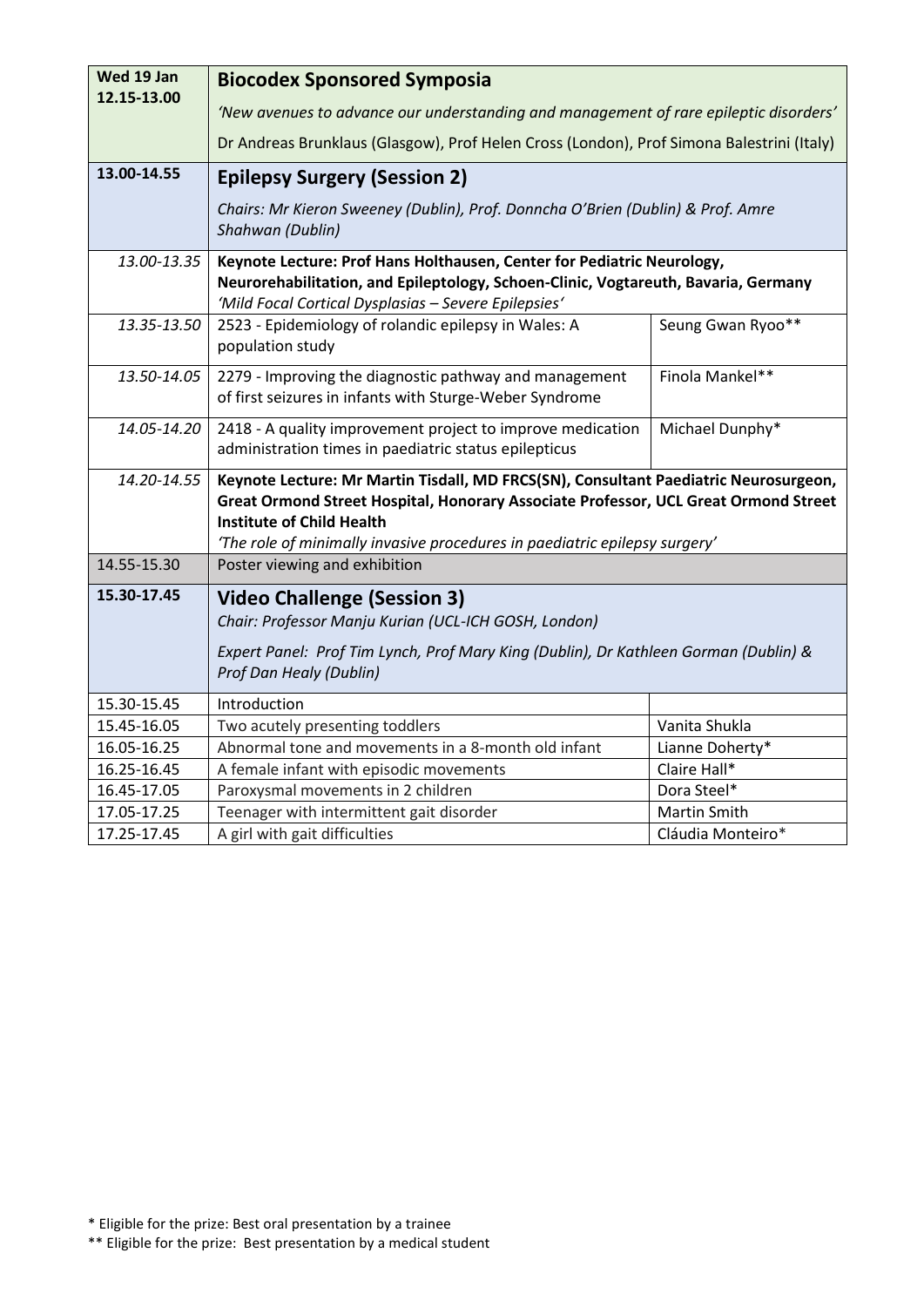| Wed 19 Jan 12.15-13.00 | **Biocodex Sponsored Symposia** *'New avenues to advance our understanding and management of rare epileptic disorders'* Dr Andreas Brunklaus (Glasgow), Prof Helen Cross (London), Prof Simona Balestrini (Italy) | |
|---|---|---|
| **13.00-14.55** | **Epilepsy Surgery (Session 2)** *Chairs: Mr Kieron Sweeney (Dublin), Prof. Donncha O'Brien (Dublin) & Prof. Amre Shahwan (Dublin)* | |
| *13.00-13.35* | **Keynote Lecture: Prof Hans Holthausen, Center for Pediatric Neurology, Neurorehabilitation, and Epileptology, Schoen-Clinic, Vogtareuth, Bavaria, Germany** *'Mild Focal Cortical Dysplasias – Severe Epilepsies'* | |
| *13.35-13.50* | 2523 - Epidemiology of rolandic epilepsy in Wales: A population study | Seung Gwan Ryoo** |
| *13.50-14.05* | 2279 - Improving the diagnostic pathway and management of first seizures in infants with Sturge-Weber Syndrome | Finola Mankel** |
| *14.05-14.20* | 2418 - A quality improvement project to improve medication administration times in paediatric status epilepticus | Michael Dunphy* |
| *14.20-14.55* | **Keynote Lecture: Mr Martin Tisdall, MD FRCS(SN), Consultant Paediatric Neurosurgeon, Great Ormond Street Hospital, Honorary Associate Professor, UCL Great Ormond Street Institute of Child Health** *'The role of minimally invasive procedures in paediatric epilepsy surgery'* | |
| 14.55-15.30 | Poster viewing and exhibition | |
| **15.30-17.45** | **Video Challenge (Session 3)** *Chair: Professor Manju Kurian (UCL-ICH GOSH, London)* *Expert Panel: Prof Tim Lynch, Prof Mary King (Dublin), Dr Kathleen Gorman (Dublin) & Prof Dan Healy (Dublin)* | |
| 15.30-15.45 | Introduction | |
| 15.45-16.05 | Two acutely presenting toddlers | Vanita Shukla |
| 16.05-16.25 | Abnormal tone and movements in a 8-month old infant | Lianne Doherty* |
| 16.25-16.45 | A female infant with episodic movements | Claire Hall* |
| 16.45-17.05 | Paroxysmal movements in 2 children | Dora Steel* |
| 17.05-17.25 | Teenager with intermittent gait disorder | Martin Smith |
| 17.25-17.45 | A girl with gait difficulties | Cláudia Monteiro* |

* Eligible for the prize: Best oral presentation by a trainee

** Eligible for the prize: Best presentation by a medical student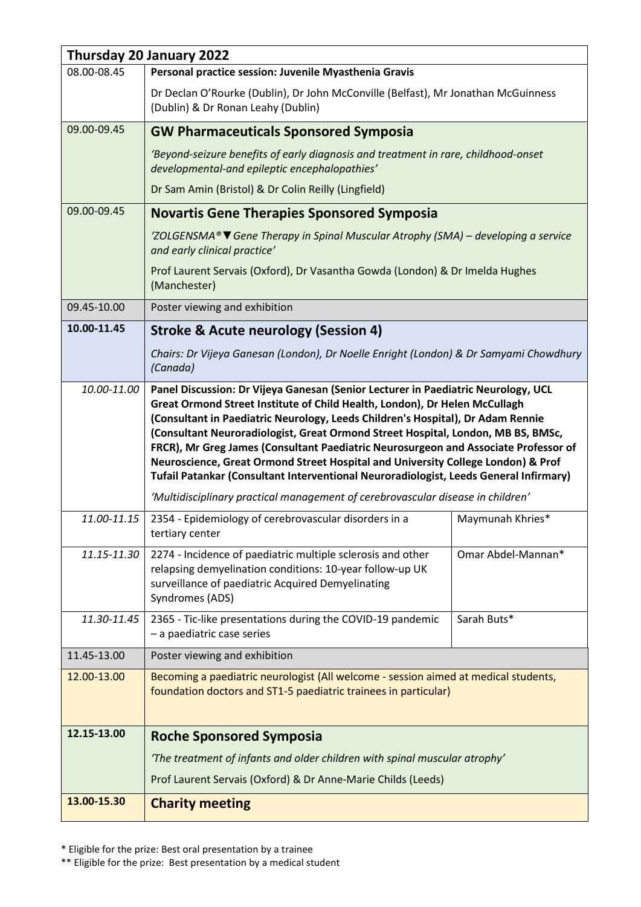| Thursday 20 January 2022 | | |
|---|---|---|
| 08.00-08.45 | **Personal practice session: Juvenile Myasthenia Gravis**<br><br>Dr Declan O'Rourke (Dublin), Dr John McConville (Belfast), Mr Jonathan McGuinness (Dublin) & Dr Ronan Leahy (Dublin) | |
| 09.00-09.45 | **GW Pharmaceuticals Sponsored Symposia**<br><br>*'Beyond-seizure benefits of early diagnosis and treatment in rare, childhood-onset developmental-and epileptic encephalopathies'*<br><br>Dr Sam Amin (Bristol) & Dr Colin Reilly (Lingfield) | |
| 09.00-09.45 | **Novartis Gene Therapies Sponsored Symposia**<br><br>*'ZOLGENSMA®▼Gene Therapy in Spinal Muscular Atrophy (SMA) – developing a service and early clinical practice'*<br><br>Prof Laurent Servais (Oxford), Dr Vasantha Gowda (London) & Dr Imelda Hughes (Manchester) | |
| 09.45-10.00 | Poster viewing and exhibition | |
| **10.00-11.45** | **Stroke & Acute neurology (Session 4)**<br><br>*Chairs: Dr Vijeya Ganesan (London), Dr Noelle Enright (London) & Dr Samyami Chowdhury (Canada)* | |
| *10.00-11.00* | **Panel Discussion: Dr Vijeya Ganesan (Senior Lecturer in Paediatric Neurology, UCL Great Ormond Street Institute of Child Health, London), Dr Helen McCullagh (Consultant in Paediatric Neurology, Leeds Children's Hospital), Dr Adam Rennie (Consultant Neuroradiologist, Great Ormond Street Hospital, London, MB BS, BMSc, FRCR), Mr Greg James (Consultant Paediatric Neurosurgeon and Associate Professor of Neuroscience, Great Ormond Street Hospital and University College London) & Prof Tufail Patankar (Consultant Interventional Neuroradiologist, Leeds General Infirmary)**<br><br>*'Multidisciplinary practical management of cerebrovascular disease in children'* | |
| *11.00-11.15* | 2354 - Epidemiology of cerebrovascular disorders in a tertiary center | Maymunah Khries* |
| *11.15-11.30* | 2274 - Incidence of paediatric multiple sclerosis and other relapsing demyelination conditions: 10-year follow-up UK surveillance of paediatric Acquired Demyelinating Syndromes (ADS) | Omar Abdel-Mannan* |
| *11.30-11.45* | 2365 - Tic-like presentations during the COVID-19 pandemic – a paediatric case series | Sarah Buts* |
| 11.45-13.00 | Poster viewing and exhibition | |
| 12.00-13.00 | Becoming a paediatric neurologist (All welcome - session aimed at medical students, foundation doctors and ST1-5 paediatric trainees in particular) | |
| **12.15-13.00** | **Roche Sponsored Symposia**<br><br>*'The treatment of infants and older children with spinal muscular atrophy'*<br><br>Prof Laurent Servais (Oxford) & Dr Anne-Marie Childs (Leeds) | |
| **13.00-15.30** | **Charity meeting** | |

\* Eligible for the prize: Best oral presentation by a trainee

\*\* Eligible for the prize: Best presentation by a medical student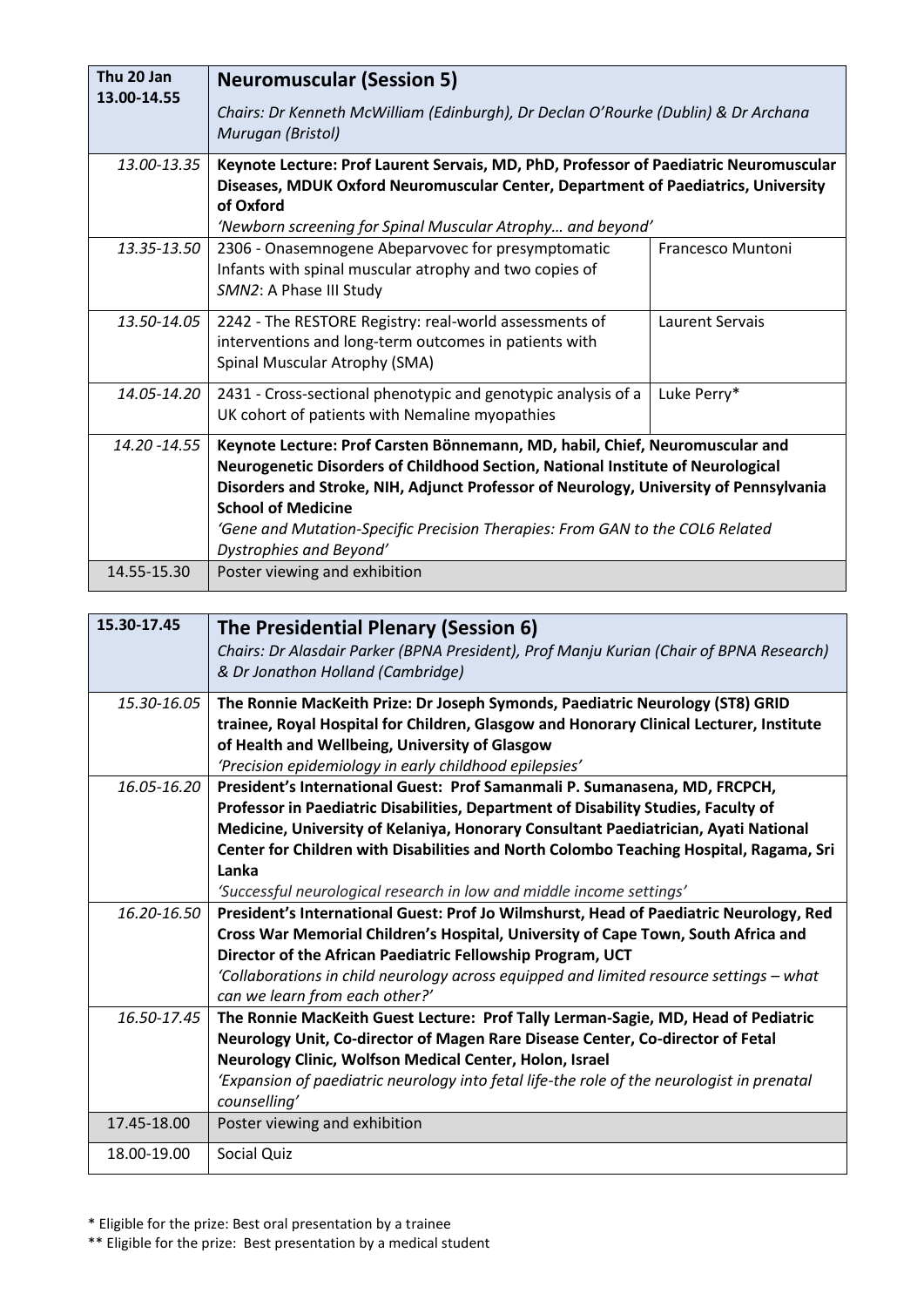| Thu 20 Jan 13.00-14.55 | **Neuromuscular (Session 5)** *Chairs: Dr Kenneth McWilliam (Edinburgh), Dr Declan O'Rourke (Dublin) & Dr Archana Murugan (Bristol)* | |
|---|---|---|
| *13.00-13.35* | **Keynote Lecture: Prof Laurent Servais, MD, PhD, Professor of Paediatric Neuromuscular Diseases, MDUK Oxford Neuromuscular Center, Department of Paediatrics, University of Oxford** *'Newborn screening for Spinal Muscular Atrophy… and beyond'* | |
| *13.35-13.50* | 2306 - Onasemnogene Abeparvovec for presymptomatic Infants with spinal muscular atrophy and two copies of *SMN2*: A Phase III Study | Francesco Muntoni |
| *13.50-14.05* | 2242 - The RESTORE Registry: real-world assessments of interventions and long-term outcomes in patients with Spinal Muscular Atrophy (SMA) | Laurent Servais |
| *14.05-14.20* | 2431 - Cross-sectional phenotypic and genotypic analysis of a UK cohort of patients with Nemaline myopathies | Luke Perry* |
| *14.20 -14.55* | **Keynote Lecture: Prof Carsten Bönnemann, MD, habil, Chief, Neuromuscular and Neurogenetic Disorders of Childhood Section, National Institute of Neurological Disorders and Stroke, NIH, Adjunct Professor of Neurology, University of Pennsylvania School of Medicine** *'Gene and Mutation-Specific Precision Therapies: From GAN to the COL6 Related Dystrophies and Beyond'* | |
| 14.55-15.30 | Poster viewing and exhibition | |

| 15.30-17.45 | **The Presidential Plenary (Session 6)** *Chairs: Dr Alasdair Parker (BPNA President), Prof Manju Kurian (Chair of BPNA Research) & Dr Jonathon Holland (Cambridge)* |
|---|---|
| *15.30-16.05* | **The Ronnie MacKeith Prize: Dr Joseph Symonds, Paediatric Neurology (ST8) GRID trainee, Royal Hospital for Children, Glasgow and Honorary Clinical Lecturer, Institute of Health and Wellbeing, University of Glasgow** *'Precision epidemiology in early childhood epilepsies'* |
| *16.05-16.20* | **President's International Guest: Prof Samanmali P. Sumanasena, MD, FRCPCH, Professor in Paediatric Disabilities, Department of Disability Studies, Faculty of Medicine, University of Kelaniya, Honorary Consultant Paediatrician, Ayati National Center for Children with Disabilities and North Colombo Teaching Hospital, Ragama, Sri Lanka** *'Successful neurological research in low and middle income settings'* |
| *16.20-16.50* | **President's International Guest: Prof Jo Wilmshurst, Head of Paediatric Neurology, Red Cross War Memorial Children's Hospital, University of Cape Town, South Africa and Director of the African Paediatric Fellowship Program, UCT** *'Collaborations in child neurology across equipped and limited resource settings – what can we learn from each other?'* |
| *16.50-17.45* | **The Ronnie MacKeith Guest Lecture: Prof Tally Lerman-Sagie, MD, Head of Pediatric Neurology Unit, Co-director of Magen Rare Disease Center, Co-director of Fetal Neurology Clinic, Wolfson Medical Center, Holon, Israel** *'Expansion of paediatric neurology into fetal life-the role of the neurologist in prenatal counselling'* |
| 17.45-18.00 | Poster viewing and exhibition |
| 18.00-19.00 | Social Quiz |

\* Eligible for the prize: Best oral presentation by a trainee

\*\* Eligible for the prize: Best presentation by a medical student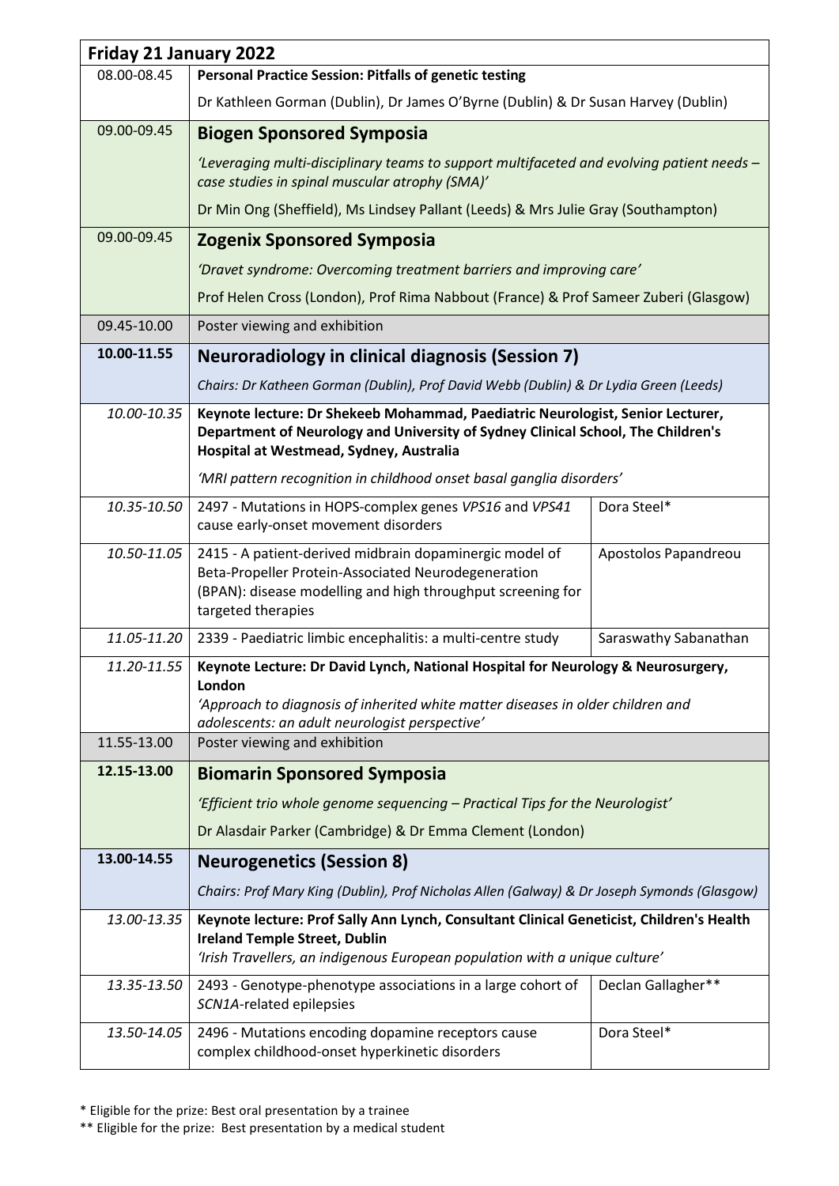| Friday 21 January 2022 | | |
|---|---|---|
| 08.00-08.45 | **Personal Practice Session: Pitfalls of genetic testing**<br>Dr Kathleen Gorman (Dublin), Dr James O'Byrne (Dublin) & Dr Susan Harvey (Dublin) | |
| 09.00-09.45 | **Biogen Sponsored Symposia**<br>*'Leveraging multi-disciplinary teams to support multifaceted and evolving patient needs – case studies in spinal muscular atrophy (SMA)'*<br>Dr Min Ong (Sheffield), Ms Lindsey Pallant (Leeds) & Mrs Julie Gray (Southampton) | |
| 09.00-09.45 | **Zogenix Sponsored Symposia**<br>*'Dravet syndrome: Overcoming treatment barriers and improving care'*<br>Prof Helen Cross (London), Prof Rima Nabbout (France) & Prof Sameer Zuberi (Glasgow) | |
| 09.45-10.00 | Poster viewing and exhibition | |
| **10.00-11.55** | **Neuroradiology in clinical diagnosis (Session 7)**<br>*Chairs: Dr Katheen Gorman (Dublin), Prof David Webb (Dublin) & Dr Lydia Green (Leeds)* | |
| *10.00-10.35* | **Keynote lecture: Dr Shekeeb Mohammad, Paediatric Neurologist, Senior Lecturer, Department of Neurology and University of Sydney Clinical School, The Children's Hospital at Westmead, Sydney, Australia**<br>*'MRI pattern recognition in childhood onset basal ganglia disorders'* | |
| *10.35-10.50* | 2497 - Mutations in HOPS-complex genes *VPS16* and *VPS41* cause early-onset movement disorders | Dora Steel* |
| *10.50-11.05* | 2415 - A patient-derived midbrain dopaminergic model of Beta-Propeller Protein-Associated Neurodegeneration (BPAN): disease modelling and high throughput screening for targeted therapies | Apostolos Papandreou |
| *11.05-11.20* | 2339 - Paediatric limbic encephalitis: a multi-centre study | Saraswathy Sabanathan |
| *11.20-11.55* | **Keynote Lecture: Dr David Lynch, National Hospital for Neurology & Neurosurgery, London**<br>*'Approach to diagnosis of inherited white matter diseases in older children and adolescents: an adult neurologist perspective'* | |
| 11.55-13.00 | Poster viewing and exhibition | |
| **12.15-13.00** | **Biomarin Sponsored Symposia**<br>*'Efficient trio whole genome sequencing – Practical Tips for the Neurologist'*<br>Dr Alasdair Parker (Cambridge) & Dr Emma Clement (London) | |
| **13.00-14.55** | **Neurogenetics (Session 8)**<br>*Chairs: Prof Mary King (Dublin), Prof Nicholas Allen (Galway) & Dr Joseph Symonds (Glasgow)* | |
| *13.00-13.35* | **Keynote lecture: Prof Sally Ann Lynch, Consultant Clinical Geneticist, Children's Health Ireland Temple Street, Dublin**<br>*'Irish Travellers, an indigenous European population with a unique culture'* | |
| *13.35-13.50* | 2493 - Genotype-phenotype associations in a large cohort of *SCN1A*-related epilepsies | Declan Gallagher** |
| *13.50-14.05* | 2496 - Mutations encoding dopamine receptors cause complex childhood-onset hyperkinetic disorders | Dora Steel* |

\* Eligible for the prize: Best oral presentation by a trainee

\*\* Eligible for the prize: Best presentation by a medical student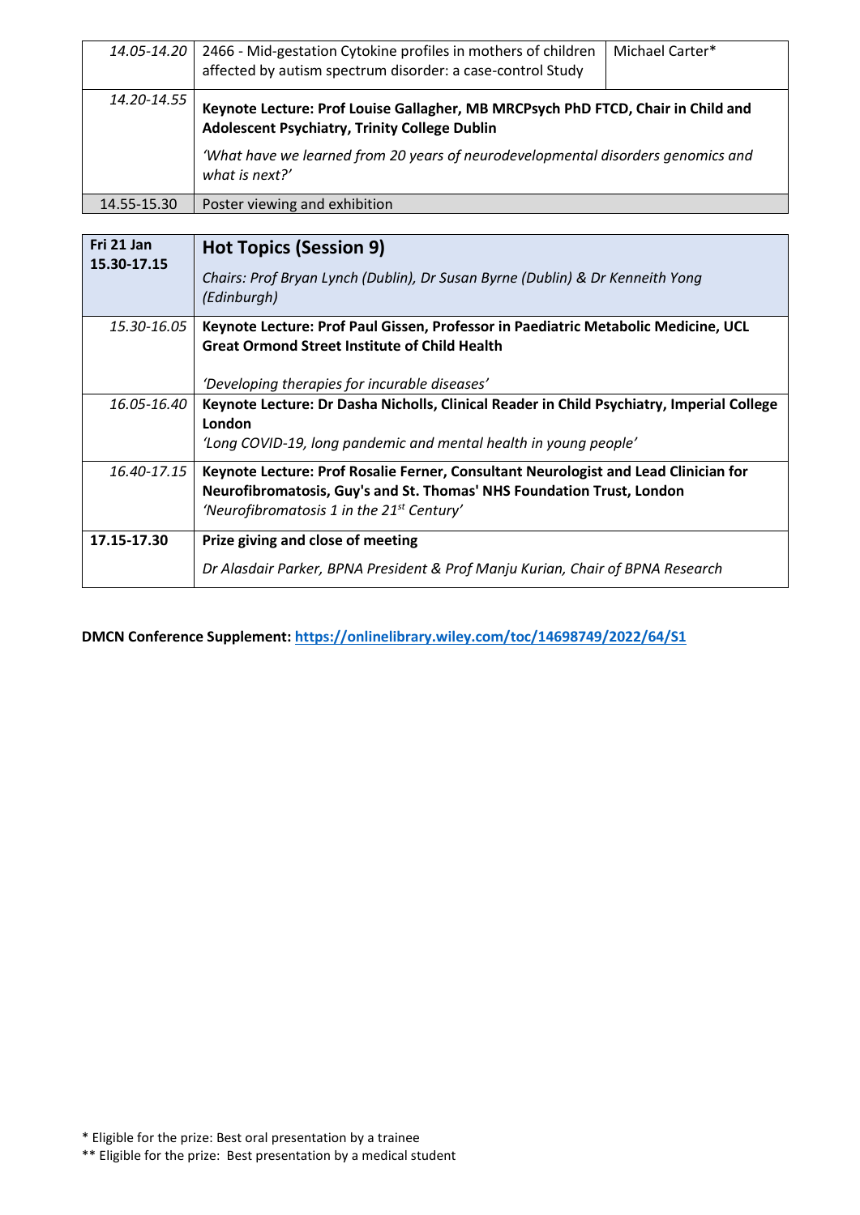| | | |
|---|---|---|
| *14.05-14.20* | 2466 - Mid-gestation Cytokine profiles in mothers of children affected by autism spectrum disorder: a case-control Study | Michael Carter* |
| *14.20-14.55* | **Keynote Lecture: Prof Louise Gallagher, MB MRCPsych PhD FTCD, Chair in Child and Adolescent Psychiatry, Trinity College Dublin**<br>*'What have we learned from 20 years of neurodevelopmental disorders genomics and what is next?'* | |
| 14.55-15.30 | Poster viewing and exhibition | |

| | |
|---|---|
| **Fri 21 Jan 15.30-17.15** | **Hot Topics (Session 9)**<br>*Chairs: Prof Bryan Lynch (Dublin), Dr Susan Byrne (Dublin) & Dr Kenneith Yong (Edinburgh)* |
| *15.30-16.05* | **Keynote Lecture: Prof Paul Gissen, Professor in Paediatric Metabolic Medicine, UCL Great Ormond Street Institute of Child Health**<br>*'Developing therapies for incurable diseases'* |
| *16.05-16.40* | **Keynote Lecture: Dr Dasha Nicholls, Clinical Reader in Child Psychiatry, Imperial College London**<br>*'Long COVID-19, long pandemic and mental health in young people'* |
| *16.40-17.15* | **Keynote Lecture: Prof Rosalie Ferner, Consultant Neurologist and Lead Clinician for Neurofibromatosis, Guy's and St. Thomas' NHS Foundation Trust, London**<br>*'Neurofibromatosis 1 in the 21st Century'* |
| **17.15-17.30** | **Prize giving and close of meeting**<br>*Dr Alasdair Parker, BPNA President & Prof Manju Kurian, Chair of BPNA Research* |

**DMCN Conference Supplement: https://onlinelibrary.wiley.com/toc/14698749/2022/64/S1**

\* Eligible for the prize: Best oral presentation by a trainee

\** Eligible for the prize: Best presentation by a medical student